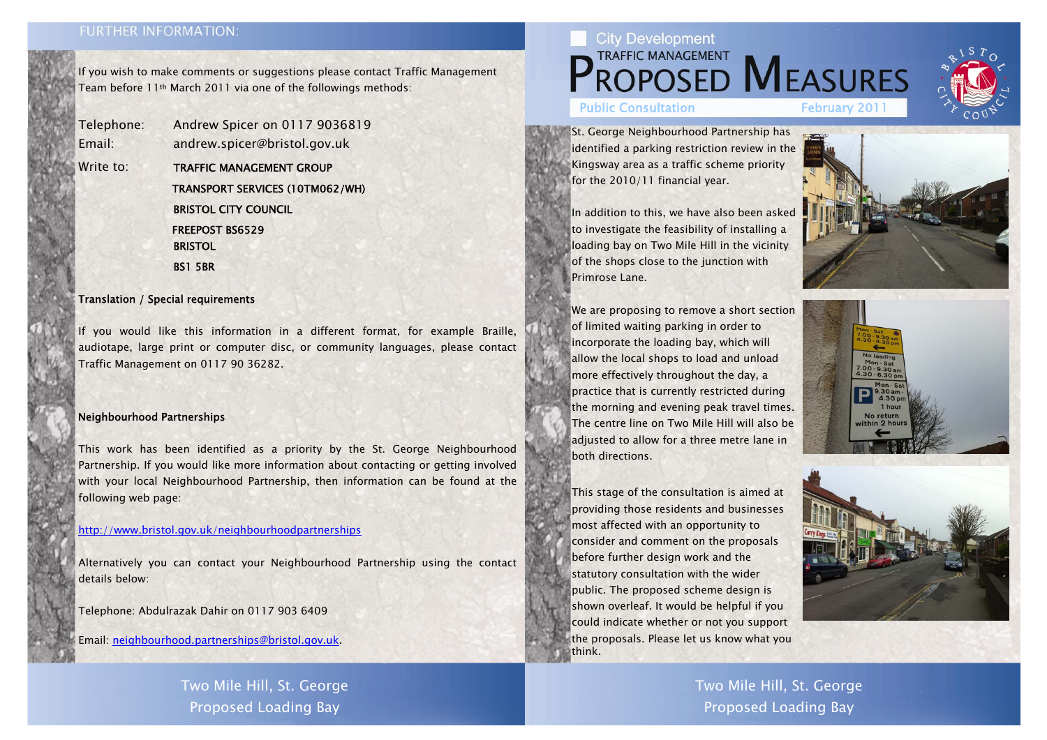## FURTHER INFORMATION:

If you wish to make comments or suggestions please contact Traffic Management Team before 11th March 2011 via one of the followings methods:

Telephone: Andrew Spicer on 0117 9036819

Email: andrew.spicer@bristol.gov.uk

Write to:

TRAFFIC MANAGEMENT GROUP
TRANSPORT SERVICES (10TM062/WH)
BRISTOL CITY COUNCIL
FREEPOST BS6529
BRISTOL
BS1 5BR

**Translation / Special requirements**

If you would like this information in a different format, for example Braille, audiotape, large print or computer disc, or community languages, please contact Traffic Management on 0117 90 36282.

**Neighbourhood Partnerships**

This work has been identified as a priority by the St. George Neighbourhood Partnership. If you would like more information about contacting or getting involved with your local Neighbourhood Partnership, then information can be found at the following web page:

http://www.bristol.gov.uk/neighbourhoodpartnerships

Alternatively you can contact your Neighbourhood Partnership using the contact details below:

Telephone: Abdulrazak Dahir on 0117 903 6409

Email: neighbourhood.partnerships@bristol.gov.uk.

Two Mile Hill, St. George
Proposed Loading Bay

City Development

# TRAFFIC MANAGEMENT PROPOSED MEASURES

Public Consultation — February 2011

St. George Neighbourhood Partnership has identified a parking restriction review in the Kingsway area as a traffic scheme priority for the 2010/11 financial year.

In addition to this, we have also been asked to investigate the feasibility of installing a loading bay on Two Mile Hill in the vicinity of the shops close to the junction with Primrose Lane.

We are proposing to remove a short section of limited waiting parking in order to incorporate the loading bay, which will allow the local shops to load and unload more effectively throughout the day, a practice that is currently restricted during the morning and evening peak travel times. The centre line on Two Mile Hill will also be adjusted to allow for a three metre lane in both directions.

This stage of the consultation is aimed at providing those residents and businesses most affected with an opportunity to consider and comment on the proposals before further design work and the statutory consultation with the wider public. The proposed scheme design is shown overleaf. It would be helpful if you could indicate whether or not you support the proposals. Please let us know what you think.

Two Mile Hill, St. George
Proposed Loading Bay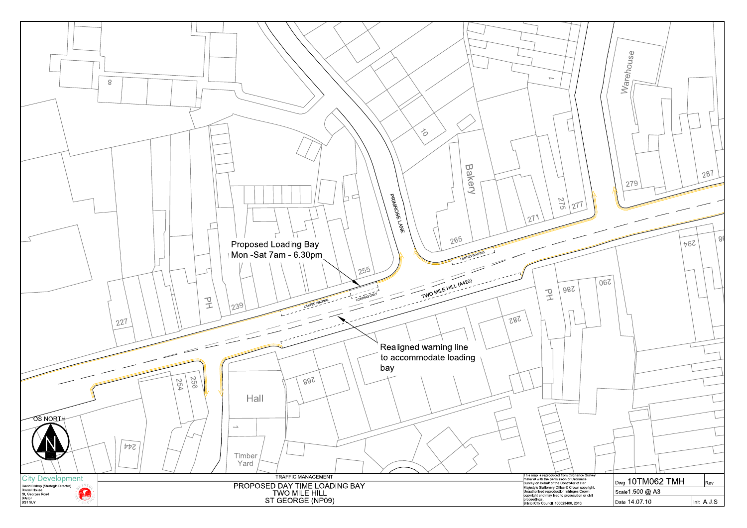Proposed Loading Bay
Mon -Sat 7am - 6.30pm

Realigned warning line
to accommodate loading
bay

TWO MILE HILL (A420)

PRIMROSE LANE

LIMITED WAITING

LOADING ONLY

Bakery

Warehouse

Hall

Timber
Yard

PH

8
10
1
227
239
255
265
271
275
277
279
287
254
256
268
282
286
290
294
244

OS NORTH

City Development
David Bishop (Strategic Director)
Brunel House
St. Georges Road
Bristol
BS1 5UY

TRAFFIC MANAGEMENT

PROPOSED DAY TIME LOADING BAY
TWO MILE HILL
ST GEORGE (NP09)

This map is reproduced from Ordnance Survey material with the permission of Ordnance Survey on behalf of the Controller of Her Majesty's Stationery Office © Crown copyright. Unauthorised reproduction infringes Crown copyright and may lead to prosecution or civil proceedings. Bristol City Council. 100023406. 2010.

| | |
|---|---|
| Dwg 10TM062 TMH | Rev |
| Scale 1:500 @ A3 | |
| Date 14.07.10 | Init A.J.S |